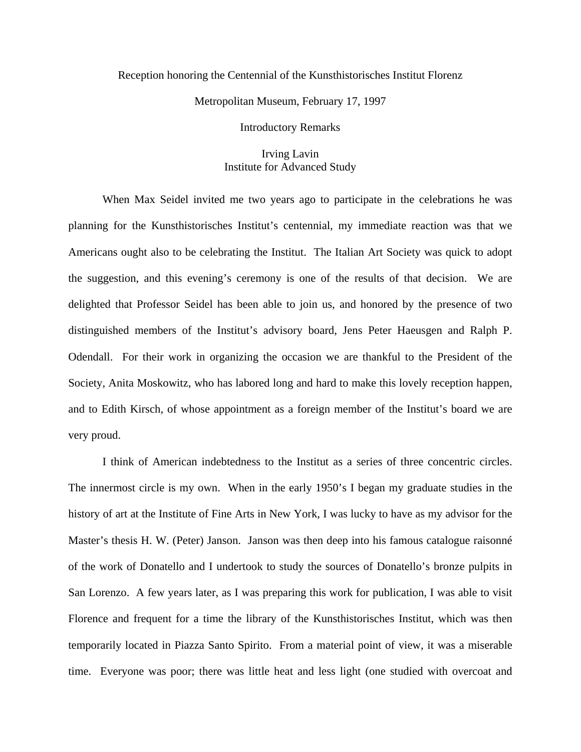Reception honoring the Centennial of the Kunsthistorisches Institut Florenz

Metropolitan Museum, February 17, 1997

Introductory Remarks

Irving Lavin
Institute for Advanced Study

When Max Seidel invited me two years ago to participate in the celebrations he was planning for the Kunsthistorisches Institut's centennial, my immediate reaction was that we Americans ought also to be celebrating the Institut. The Italian Art Society was quick to adopt the suggestion, and this evening's ceremony is one of the results of that decision. We are delighted that Professor Seidel has been able to join us, and honored by the presence of two distinguished members of the Institut's advisory board, Jens Peter Haeusgen and Ralph P. Odendall. For their work in organizing the occasion we are thankful to the President of the Society, Anita Moskowitz, who has labored long and hard to make this lovely reception happen, and to Edith Kirsch, of whose appointment as a foreign member of the Institut's board we are very proud.

I think of American indebtedness to the Institut as a series of three concentric circles. The innermost circle is my own. When in the early 1950's I began my graduate studies in the history of art at the Institute of Fine Arts in New York, I was lucky to have as my advisor for the Master's thesis H. W. (Peter) Janson. Janson was then deep into his famous catalogue raisonné of the work of Donatello and I undertook to study the sources of Donatello's bronze pulpits in San Lorenzo. A few years later, as I was preparing this work for publication, I was able to visit Florence and frequent for a time the library of the Kunsthistorisches Institut, which was then temporarily located in Piazza Santo Spirito. From a material point of view, it was a miserable time. Everyone was poor; there was little heat and less light (one studied with overcoat and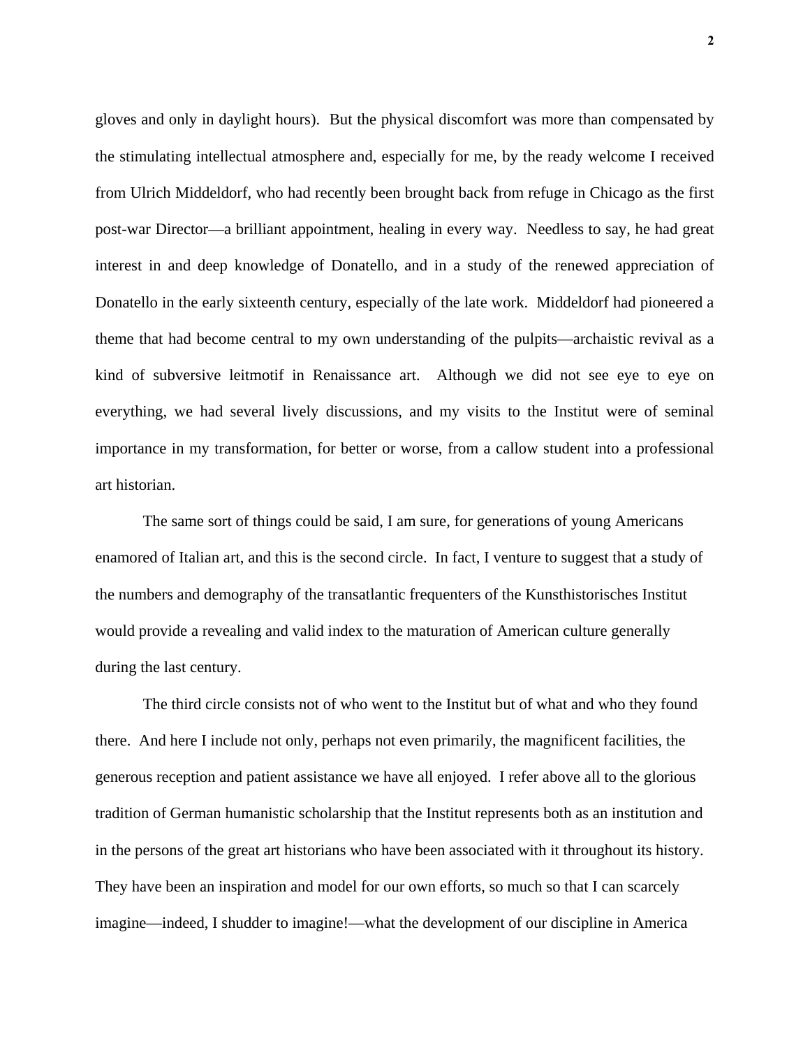gloves and only in daylight hours). But the physical discomfort was more than compensated by the stimulating intellectual atmosphere and, especially for me, by the ready welcome I received from Ulrich Middeldorf, who had recently been brought back from refuge in Chicago as the first post-war Director—a brilliant appointment, healing in every way. Needless to say, he had great interest in and deep knowledge of Donatello, and in a study of the renewed appreciation of Donatello in the early sixteenth century, especially of the late work. Middeldorf had pioneered a theme that had become central to my own understanding of the pulpits—archaistic revival as a kind of subversive leitmotif in Renaissance art. Although we did not see eye to eye on everything, we had several lively discussions, and my visits to the Institut were of seminal importance in my transformation, for better or worse, from a callow student into a professional art historian.

The same sort of things could be said, I am sure, for generations of young Americans enamored of Italian art, and this is the second circle. In fact, I venture to suggest that a study of the numbers and demography of the transatlantic frequenters of the Kunsthistorisches Institut would provide a revealing and valid index to the maturation of American culture generally during the last century.

The third circle consists not of who went to the Institut but of what and who they found there. And here I include not only, perhaps not even primarily, the magnificent facilities, the generous reception and patient assistance we have all enjoyed. I refer above all to the glorious tradition of German humanistic scholarship that the Institut represents both as an institution and in the persons of the great art historians who have been associated with it throughout its history. They have been an inspiration and model for our own efforts, so much so that I can scarcely imagine—indeed, I shudder to imagine!—what the development of our discipline in America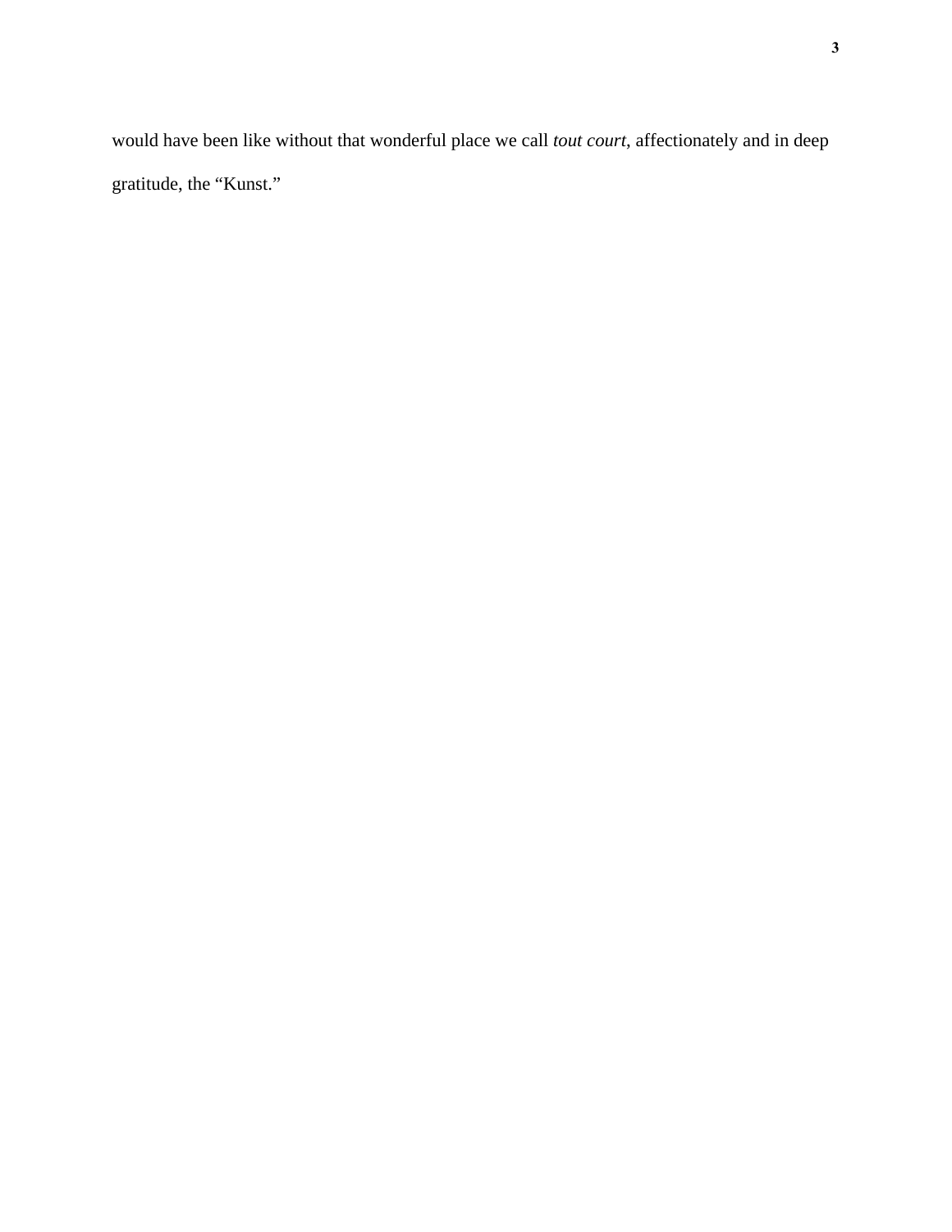would have been like without that wonderful place we call *tout court*, affectionately and in deep gratitude, the “Kunst.”